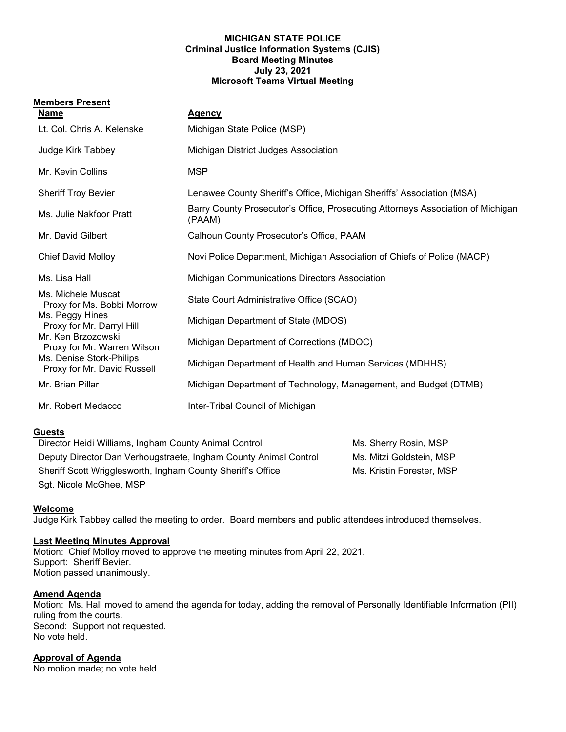# MICHIGAN STATE POLICE
## Criminal Justice Information Systems (CJIS)
## Board Meeting Minutes
## July 23, 2021
## Microsoft Teams Virtual Meeting

**Members Present**

| Name | Agency |
|---|---|
| Lt. Col. Chris A. Kelenske | Michigan State Police (MSP) |
| Judge Kirk Tabbey | Michigan District Judges Association |
| Mr. Kevin Collins | MSP |
| Sheriff Troy Bevier | Lenawee County Sheriff's Office, Michigan Sheriffs' Association (MSA) |
| Ms. Julie Nakfoor Pratt | Barry County Prosecutor's Office, Prosecuting Attorneys Association of Michigan (PAAM) |
| Mr. David Gilbert | Calhoun County Prosecutor's Office, PAAM |
| Chief David Molloy | Novi Police Department, Michigan Association of Chiefs of Police (MACP) |
| Ms. Lisa Hall | Michigan Communications Directors Association |
| Ms. Michele Muscat<br>Proxy for Ms. Bobbi Morrow | State Court Administrative Office (SCAO) |
| Ms. Peggy Hines<br>Proxy for Mr. Darryl Hill | Michigan Department of State (MDOS) |
| Mr. Ken Brzozowski<br>Proxy for Mr. Warren Wilson | Michigan Department of Corrections (MDOC) |
| Ms. Denise Stork-Philips<br>Proxy for Mr. David Russell | Michigan Department of Health and Human Services (MDHHS) |
| Mr. Brian Pillar | Michigan Department of Technology, Management, and Budget (DTMB) |
| Mr. Robert Medacco | Inter-Tribal Council of Michigan |

**Guests**

Director Heidi Williams, Ingham County Animal Control
Deputy Director Dan Verhougstraete, Ingham County Animal Control
Sheriff Scott Wrigglesworth, Ingham County Sheriff's Office
Sgt. Nicole McGhee, MSP
Ms. Sherry Rosin, MSP
Ms. Mitzi Goldstein, MSP
Ms. Kristin Forester, MSP

**Welcome**

Judge Kirk Tabbey called the meeting to order. Board members and public attendees introduced themselves.

**Last Meeting Minutes Approval**

Motion: Chief Molloy moved to approve the meeting minutes from April 22, 2021.
Support: Sheriff Bevier.
Motion passed unanimously.

**Amend Agenda**

Motion: Ms. Hall moved to amend the agenda for today, adding the removal of Personally Identifiable Information (PII) ruling from the courts.
Second: Support not requested.
No vote held.

**Approval of Agenda**

No motion made; no vote held.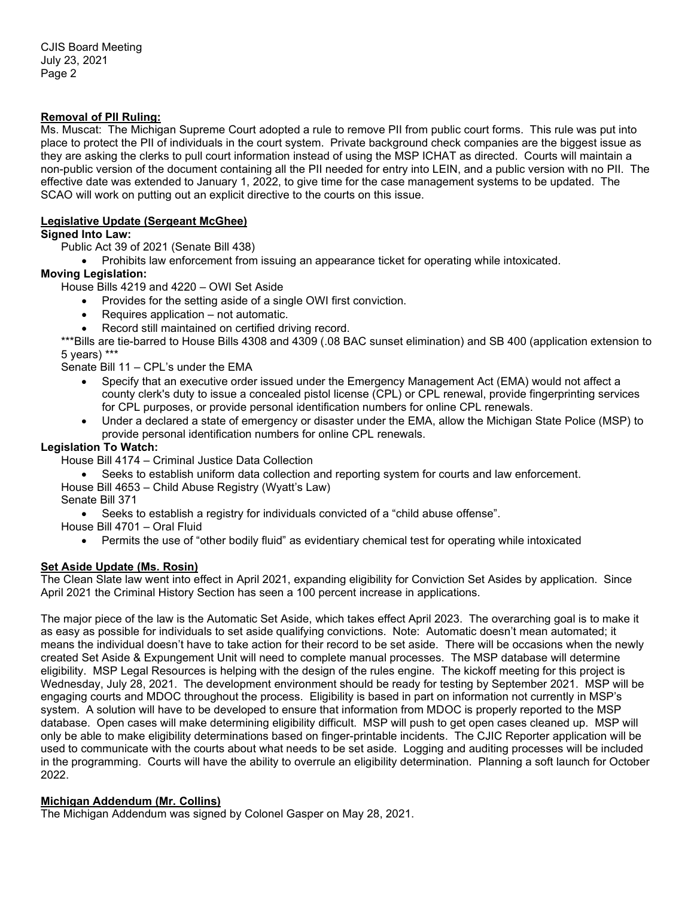**Removal of PII Ruling:**

Ms. Muscat: The Michigan Supreme Court adopted a rule to remove PII from public court forms. This rule was put into place to protect the PII of individuals in the court system. Private background check companies are the biggest issue as they are asking the clerks to pull court information instead of using the MSP ICHAT as directed. Courts will maintain a non-public version of the document containing all the PII needed for entry into LEIN, and a public version with no PII. The effective date was extended to January 1, 2022, to give time for the case management systems to be updated. The SCAO will work on putting out an explicit directive to the courts on this issue.

**Legislative Update (Sergeant McGhee)**

**Signed Into Law:**

Public Act 39 of 2021 (Senate Bill 438)

- Prohibits law enforcement from issuing an appearance ticket for operating while intoxicated.

**Moving Legislation:**

House Bills 4219 and 4220 – OWI Set Aside

- Provides for the setting aside of a single OWI first conviction.
- Requires application – not automatic.
- Record still maintained on certified driving record.

***Bills are tie-barred to House Bills 4308 and 4309 (.08 BAC sunset elimination) and SB 400 (application extension to 5 years) ***

Senate Bill 11 – CPL's under the EMA

- Specify that an executive order issued under the Emergency Management Act (EMA) would not affect a county clerk's duty to issue a concealed pistol license (CPL) or CPL renewal, provide fingerprinting services for CPL purposes, or provide personal identification numbers for online CPL renewals.
- Under a declared a state of emergency or disaster under the EMA, allow the Michigan State Police (MSP) to provide personal identification numbers for online CPL renewals.

**Legislation To Watch:**

House Bill 4174 – Criminal Justice Data Collection

- Seeks to establish uniform data collection and reporting system for courts and law enforcement.

House Bill 4653 – Child Abuse Registry (Wyatt's Law)

Senate Bill 371

- Seeks to establish a registry for individuals convicted of a "child abuse offense".

House Bill 4701 – Oral Fluid

- Permits the use of "other bodily fluid" as evidentiary chemical test for operating while intoxicated

**Set Aside Update (Ms. Rosin)**

The Clean Slate law went into effect in April 2021, expanding eligibility for Conviction Set Asides by application. Since April 2021 the Criminal History Section has seen a 100 percent increase in applications.

The major piece of the law is the Automatic Set Aside, which takes effect April 2023. The overarching goal is to make it as easy as possible for individuals to set aside qualifying convictions. Note: Automatic doesn't mean automated; it means the individual doesn't have to take action for their record to be set aside. There will be occasions when the newly created Set Aside & Expungement Unit will need to complete manual processes. The MSP database will determine eligibility. MSP Legal Resources is helping with the design of the rules engine. The kickoff meeting for this project is Wednesday, July 28, 2021. The development environment should be ready for testing by September 2021. MSP will be engaging courts and MDOC throughout the process. Eligibility is based in part on information not currently in MSP's system. A solution will have to be developed to ensure that information from MDOC is properly reported to the MSP database. Open cases will make determining eligibility difficult. MSP will push to get open cases cleaned up. MSP will only be able to make eligibility determinations based on finger-printable incidents. The CJIC Reporter application will be used to communicate with the courts about what needs to be set aside. Logging and auditing processes will be included in the programming. Courts will have the ability to overrule an eligibility determination. Planning a soft launch for October 2022.

**Michigan Addendum (Mr. Collins)**

The Michigan Addendum was signed by Colonel Gasper on May 28, 2021.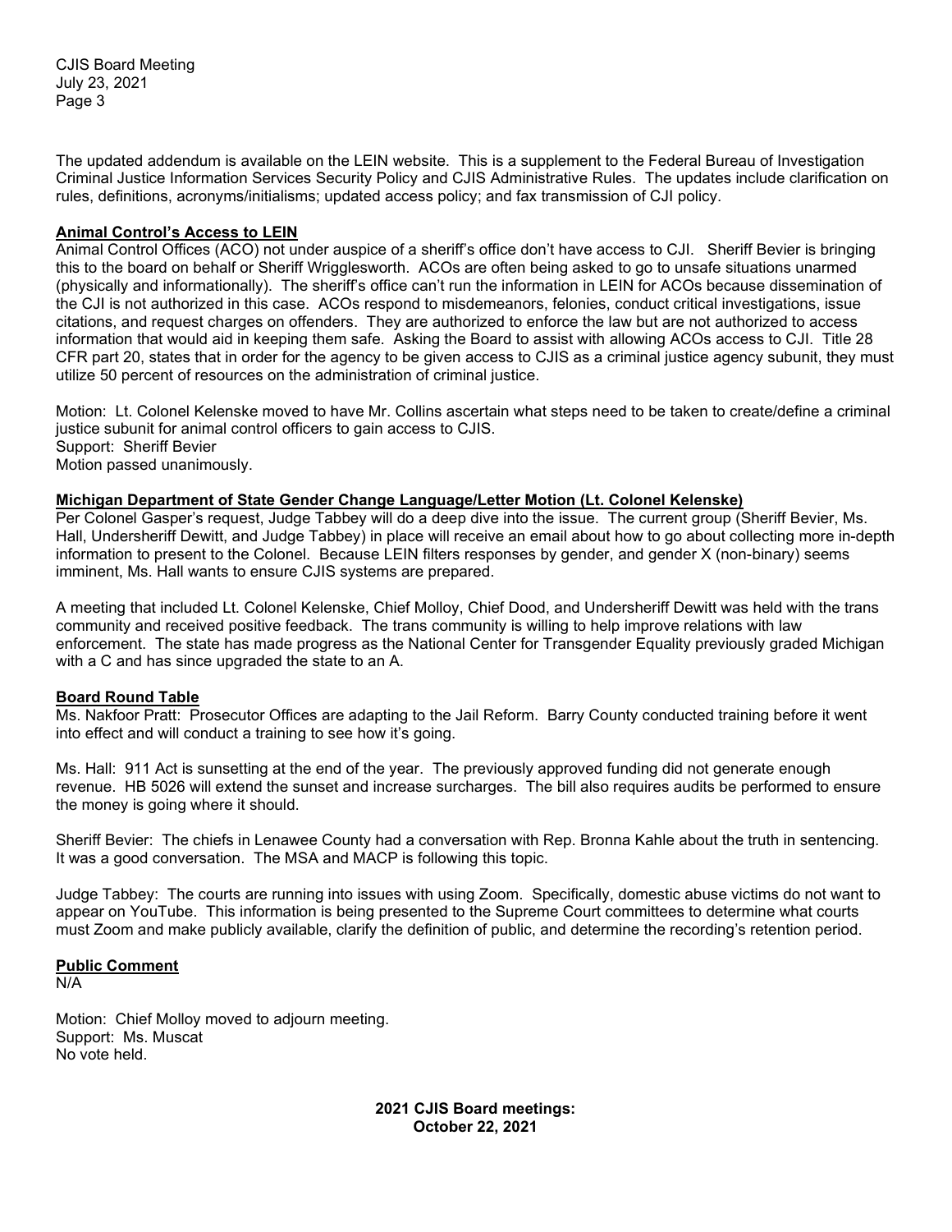The updated addendum is available on the LEIN website. This is a supplement to the Federal Bureau of Investigation Criminal Justice Information Services Security Policy and CJIS Administrative Rules. The updates include clarification on rules, definitions, acronyms/initialisms; updated access policy; and fax transmission of CJI policy.

**Animal Control's Access to LEIN**

Animal Control Offices (ACO) not under auspice of a sheriff's office don't have access to CJI. Sheriff Bevier is bringing this to the board on behalf or Sheriff Wrigglesworth. ACOs are often being asked to go to unsafe situations unarmed (physically and informationally). The sheriff's office can't run the information in LEIN for ACOs because dissemination of the CJI is not authorized in this case. ACOs respond to misdemeanors, felonies, conduct critical investigations, issue citations, and request charges on offenders. They are authorized to enforce the law but are not authorized to access information that would aid in keeping them safe. Asking the Board to assist with allowing ACOs access to CJI. Title 28 CFR part 20, states that in order for the agency to be given access to CJIS as a criminal justice agency subunit, they must utilize 50 percent of resources on the administration of criminal justice.

Motion: Lt. Colonel Kelenske moved to have Mr. Collins ascertain what steps need to be taken to create/define a criminal justice subunit for animal control officers to gain access to CJIS.
Support: Sheriff Bevier
Motion passed unanimously.

**Michigan Department of State Gender Change Language/Letter Motion (Lt. Colonel Kelenske)**

Per Colonel Gasper's request, Judge Tabbey will do a deep dive into the issue. The current group (Sheriff Bevier, Ms. Hall, Undersheriff Dewitt, and Judge Tabbey) in place will receive an email about how to go about collecting more in-depth information to present to the Colonel. Because LEIN filters responses by gender, and gender X (non-binary) seems imminent, Ms. Hall wants to ensure CJIS systems are prepared.

A meeting that included Lt. Colonel Kelenske, Chief Molloy, Chief Dood, and Undersheriff Dewitt was held with the trans community and received positive feedback. The trans community is willing to help improve relations with law enforcement. The state has made progress as the National Center for Transgender Equality previously graded Michigan with a C and has since upgraded the state to an A.

**Board Round Table**

Ms. Nakfoor Pratt: Prosecutor Offices are adapting to the Jail Reform. Barry County conducted training before it went into effect and will conduct a training to see how it's going.

Ms. Hall: 911 Act is sunsetting at the end of the year. The previously approved funding did not generate enough revenue. HB 5026 will extend the sunset and increase surcharges. The bill also requires audits be performed to ensure the money is going where it should.

Sheriff Bevier: The chiefs in Lenawee County had a conversation with Rep. Bronna Kahle about the truth in sentencing. It was a good conversation. The MSA and MACP is following this topic.

Judge Tabbey: The courts are running into issues with using Zoom. Specifically, domestic abuse victims do not want to appear on YouTube. This information is being presented to the Supreme Court committees to determine what courts must Zoom and make publicly available, clarify the definition of public, and determine the recording's retention period.

**Public Comment**

N/A

Motion: Chief Molloy moved to adjourn meeting.
Support: Ms. Muscat
No vote held.

**2021 CJIS Board meetings:**
**October 22, 2021**